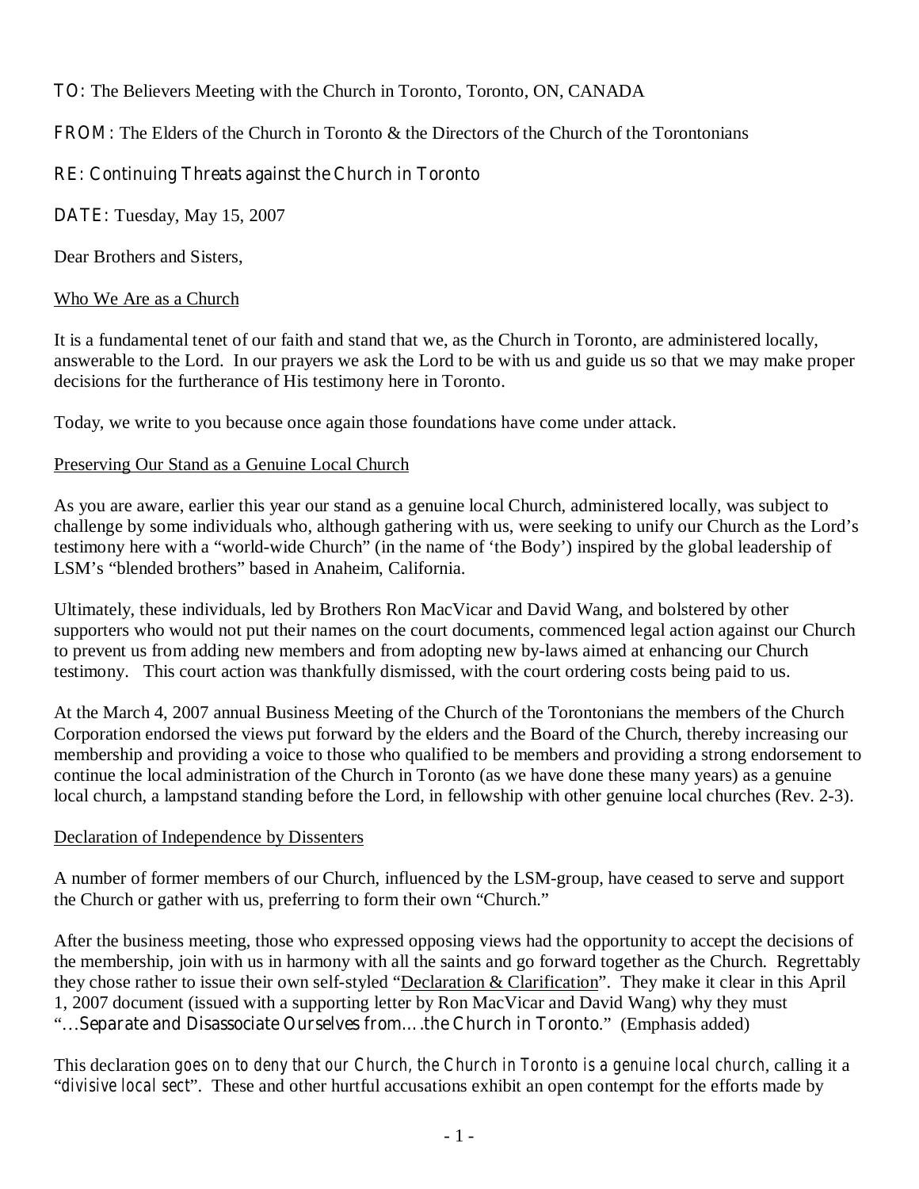**TO:** The Believers Meeting with the Church in Toronto, Toronto, ON, CANADA

**FROM:** The Elders of the Church in Toronto & the Directors of the Church of the Torontonians

**RE: Continuing Threats against the Church in Toronto**

**DATE:** Tuesday, May 15, 2007

Dear Brothers and Sisters,

<u>Who We Are as a Church</u>

It is a fundamental tenet of our faith and stand that we, as the Church in Toronto, are administered locally, answerable to the Lord. In our prayers we ask the Lord to be with us and guide us so that we may make proper decisions for the furtherance of His testimony here in Toronto.

Today, we write to you because once again those foundations have come under attack.

<u>Preserving Our Stand as a Genuine Local Church</u>

As you are aware, earlier this year our stand as a genuine local Church, administered locally, was subject to challenge by some individuals who, although gathering with us, were seeking to unify our Church as the Lord's testimony here with a "world-wide Church" (in the name of 'the Body') inspired by the global leadership of LSM's "blended brothers" based in Anaheim, California.

Ultimately, these individuals, led by Brothers Ron MacVicar and David Wang, and bolstered by other supporters who would not put their names on the court documents, commenced legal action against our Church to prevent us from adding new members and from adopting new by-laws aimed at enhancing our Church testimony. This court action was thankfully dismissed, with the court ordering costs being paid to us.

At the March 4, 2007 annual Business Meeting of the Church of the Torontonians the members of the Church Corporation endorsed the views put forward by the elders and the Board of the Church, thereby increasing our membership and providing a voice to those who qualified to be members and providing a strong endorsement to continue the local administration of the Church in Toronto (as we have done these many years) as a genuine local church, a lampstand standing before the Lord, in fellowship with other genuine local churches (Rev. 2-3).

<u>Declaration of Independence by Dissenters</u>

A number of former members of our Church, influenced by the LSM-group, have ceased to serve and support the Church or gather with us, preferring to form their own "Church."

After the business meeting, those who expressed opposing views had the opportunity to accept the decisions of the membership, join with us in harmony with all the saints and go forward together as the Church. Regrettably they chose rather to issue their own self-styled "<u>Declaration & Clarification</u>". They make it clear in this April 1, 2007 document (issued with a supporting letter by Ron MacVicar and David Wang) why they must "**…Separate and Disassociate Ourselves from….the Church in Toronto.**" (Emphasis added)

This declaration *goes on to deny that our Church, the Church in Toronto is a genuine local church*, calling it a "*divisive local sect*". These and other hurtful accusations exhibit an open contempt for the efforts made by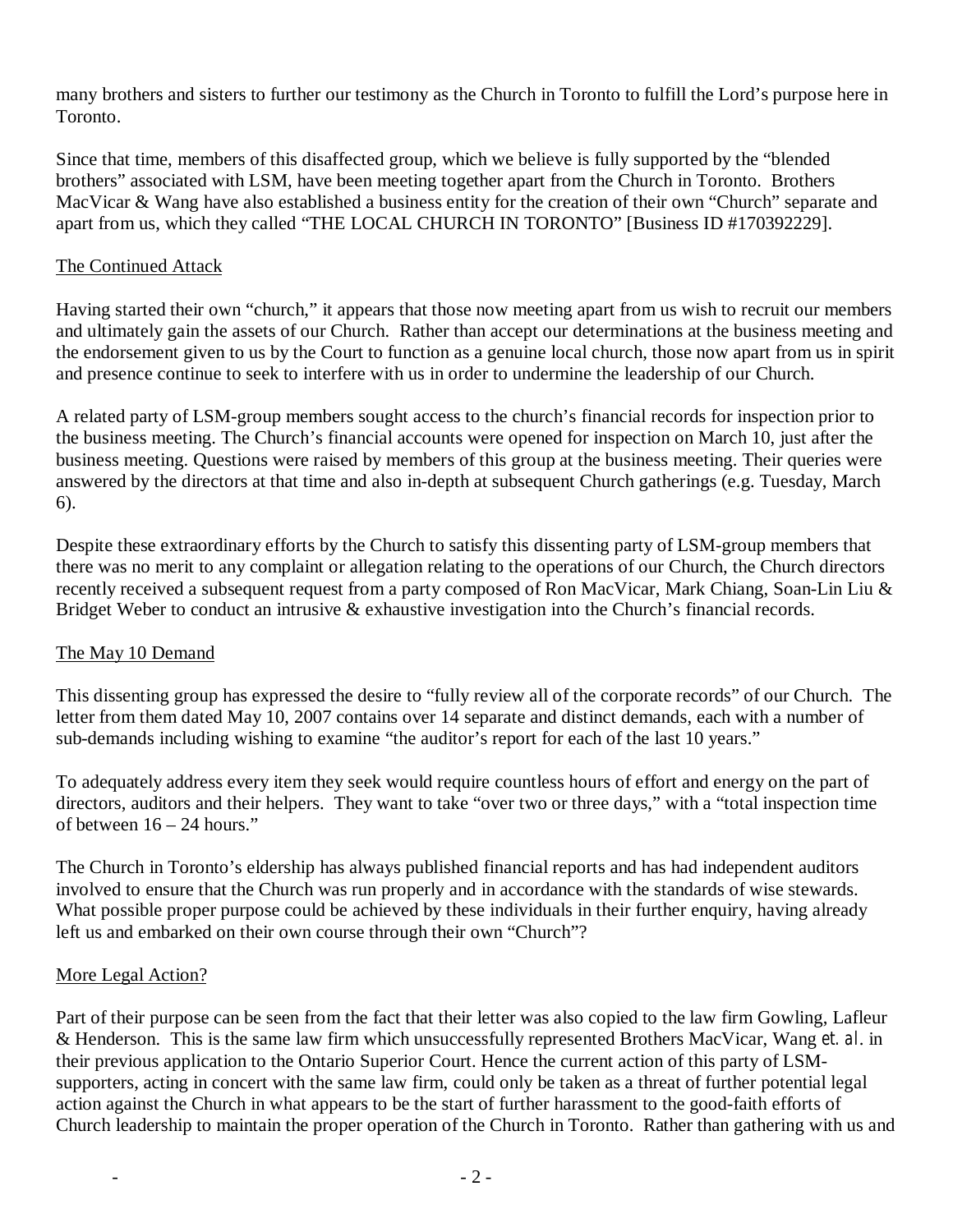many brothers and sisters to further our testimony as the Church in Toronto to fulfill the Lord's purpose here in Toronto.

Since that time, members of this disaffected group, which we believe is fully supported by the "blended brothers" associated with LSM, have been meeting together apart from the Church in Toronto. Brothers MacVicar & Wang have also established a business entity for the creation of their own "Church" separate and apart from us, which they called "THE LOCAL CHURCH IN TORONTO" [Business ID #170392229].

<u>The Continued Attack</u>

Having started their own "church," it appears that those now meeting apart from us wish to recruit our members and ultimately gain the assets of our Church. Rather than accept our determinations at the business meeting and the endorsement given to us by the Court to function as a genuine local church, those now apart from us in spirit and presence continue to seek to interfere with us in order to undermine the leadership of our Church.

A related party of LSM-group members sought access to the church's financial records for inspection prior to the business meeting. The Church's financial accounts were opened for inspection on March 10, just after the business meeting. Questions were raised by members of this group at the business meeting. Their queries were answered by the directors at that time and also in-depth at subsequent Church gatherings (e.g. Tuesday, March 6).

Despite these extraordinary efforts by the Church to satisfy this dissenting party of LSM-group members that there was no merit to any complaint or allegation relating to the operations of our Church, the Church directors recently received a subsequent request from a party composed of Ron MacVicar, Mark Chiang, Soan-Lin Liu & Bridget Weber to conduct an intrusive & exhaustive investigation into the Church's financial records.

<u>The May 10 Demand</u>

This dissenting group has expressed the desire to "fully review all of the corporate records" of our Church. The letter from them dated May 10, 2007 contains over 14 separate and distinct demands, each with a number of sub-demands including wishing to examine "the auditor's report for each of the last 10 years."

To adequately address every item they seek would require countless hours of effort and energy on the part of directors, auditors and their helpers. They want to take "over two or three days," with a "total inspection time of between 16 – 24 hours."

The Church in Toronto's eldership has always published financial reports and has had independent auditors involved to ensure that the Church was run properly and in accordance with the standards of wise stewards. What possible proper purpose could be achieved by these individuals in their further enquiry, having already left us and embarked on their own course through their own "Church"?

<u>More Legal Action?</u>

Part of their purpose can be seen from the fact that their letter was also copied to the law firm Gowling, Lafleur & Henderson. This is the same law firm which unsuccessfully represented Brothers MacVicar, Wang *et. al.* in their previous application to the Ontario Superior Court. Hence the current action of this party of LSM-supporters, acting in concert with the same law firm, could only be taken as a threat of further potential legal action against the Church in what appears to be the start of further harassment to the good-faith efforts of Church leadership to maintain the proper operation of the Church in Toronto. Rather than gathering with us and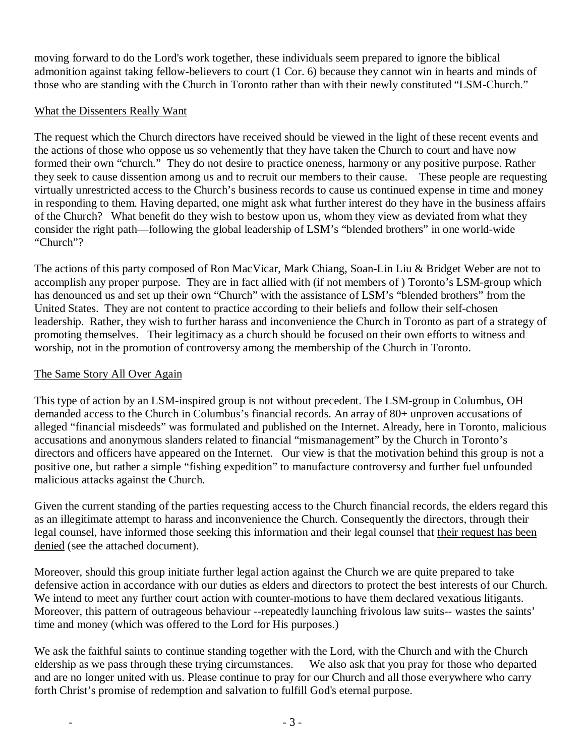moving forward to do the Lord's work together, these individuals seem prepared to ignore the biblical admonition against taking fellow-believers to court (1 Cor. 6) because they cannot win in hearts and minds of those who are standing with the Church in Toronto rather than with their newly constituted "LSM-Church."

<u>What the Dissenters Really Want</u>

The request which the Church directors have received should be viewed in the light of these recent events and the actions of those who oppose us so vehemently that they have taken the Church to court and have now formed their own "church." They do not desire to practice oneness, harmony or any positive purpose. Rather they seek to cause dissention among us and to recruit our members to their cause. These people are requesting virtually unrestricted access to the Church's business records to cause us continued expense in time and money in responding to them. Having departed, one might ask what further interest do they have in the business affairs of the Church? What benefit do they wish to bestow upon us, whom they view as deviated from what they consider the right path—following the global leadership of LSM's "blended brothers" in one world-wide "Church"?

The actions of this party composed of Ron MacVicar, Mark Chiang, Soan-Lin Liu & Bridget Weber are not to accomplish any proper purpose. They are in fact allied with (if not members of ) Toronto's LSM-group which has denounced us and set up their own "Church" with the assistance of LSM's "blended brothers" from the United States. They are not content to practice according to their beliefs and follow their self-chosen leadership. Rather, they wish to further harass and inconvenience the Church in Toronto as part of a strategy of promoting themselves. Their legitimacy as a church should be focused on their own efforts to witness and worship, not in the promotion of controversy among the membership of the Church in Toronto.

<u>The Same Story All Over Again</u>

This type of action by an LSM-inspired group is not without precedent. The LSM-group in Columbus, OH demanded access to the Church in Columbus's financial records. An array of 80+ unproven accusations of alleged "financial misdeeds" was formulated and published on the Internet. Already, here in Toronto, malicious accusations and anonymous slanders related to financial "mismanagement" by the Church in Toronto's directors and officers have appeared on the Internet. Our view is that the motivation behind this group is not a positive one, but rather a simple "fishing expedition" to manufacture controversy and further fuel unfounded malicious attacks against the Church.

Given the current standing of the parties requesting access to the Church financial records, the elders regard this as an illegitimate attempt to harass and inconvenience the Church. Consequently the directors, through their legal counsel, have informed those seeking this information and their legal counsel that <u>their request has been denied</u> (see the attached document).

Moreover, should this group initiate further legal action against the Church we are quite prepared to take defensive action in accordance with our duties as elders and directors to protect the best interests of our Church. We intend to meet any further court action with counter-motions to have them declared vexatious litigants. Moreover, this pattern of outrageous behaviour --repeatedly launching frivolous law suits-- wastes the saints' time and money (which was offered to the Lord for His purposes.)

We ask the faithful saints to continue standing together with the Lord, with the Church and with the Church eldership as we pass through these trying circumstances. We also ask that you pray for those who departed and are no longer united with us. Please continue to pray for our Church and all those everywhere who carry forth Christ's promise of redemption and salvation to fulfill God's eternal purpose.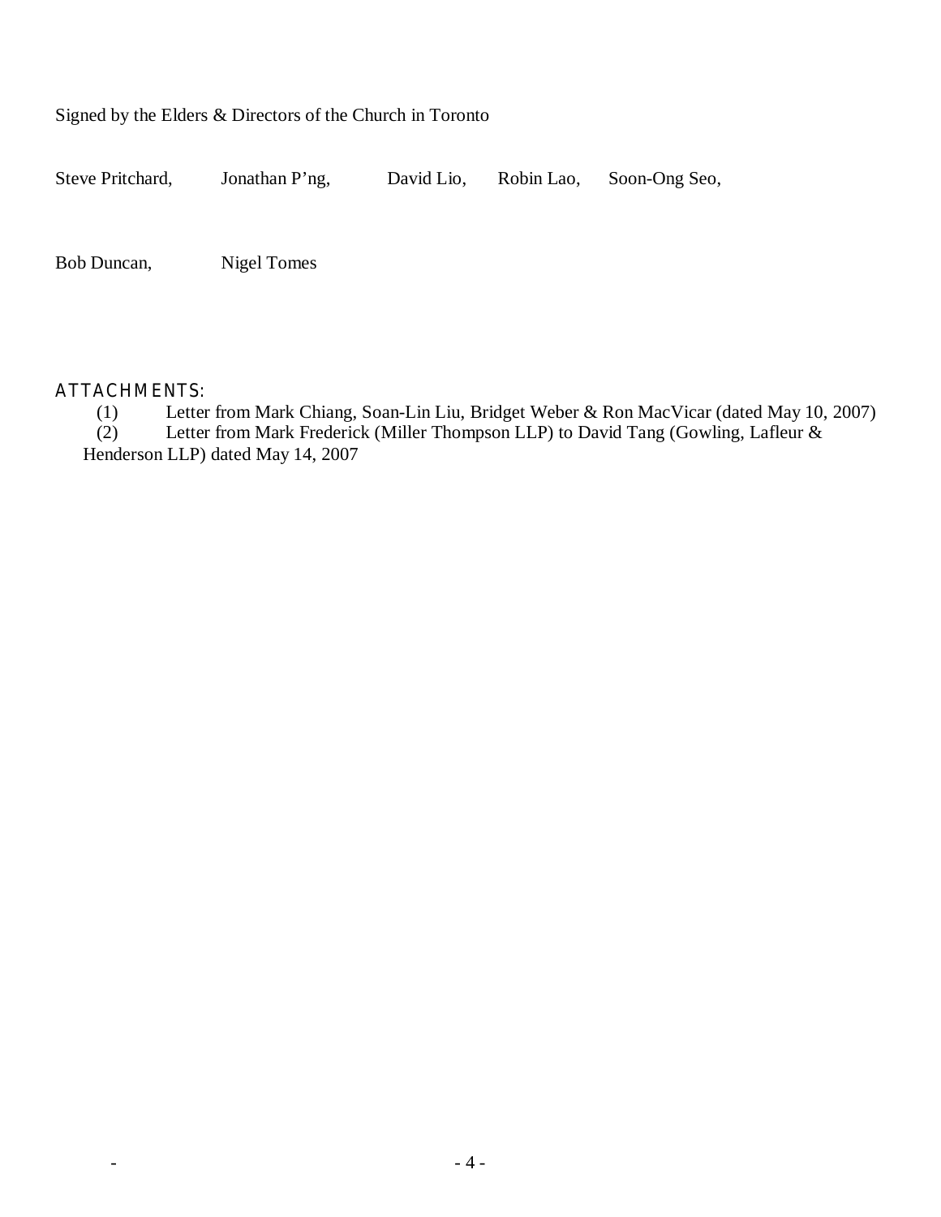Signed by the Elders & Directors of the Church in Toronto

Steve Pritchard, Jonathan P'ng, David Lio, Robin Lao, Soon-Ong Seo,

Bob Duncan, Nigel Tomes

ATTACHMENTS:

(1) Letter from Mark Chiang, Soan-Lin Liu, Bridget Weber & Ron MacVicar (dated May 10, 2007)

(2) Letter from Mark Frederick (Miller Thompson LLP) to David Tang (Gowling, Lafleur & Henderson LLP) dated May 14, 2007